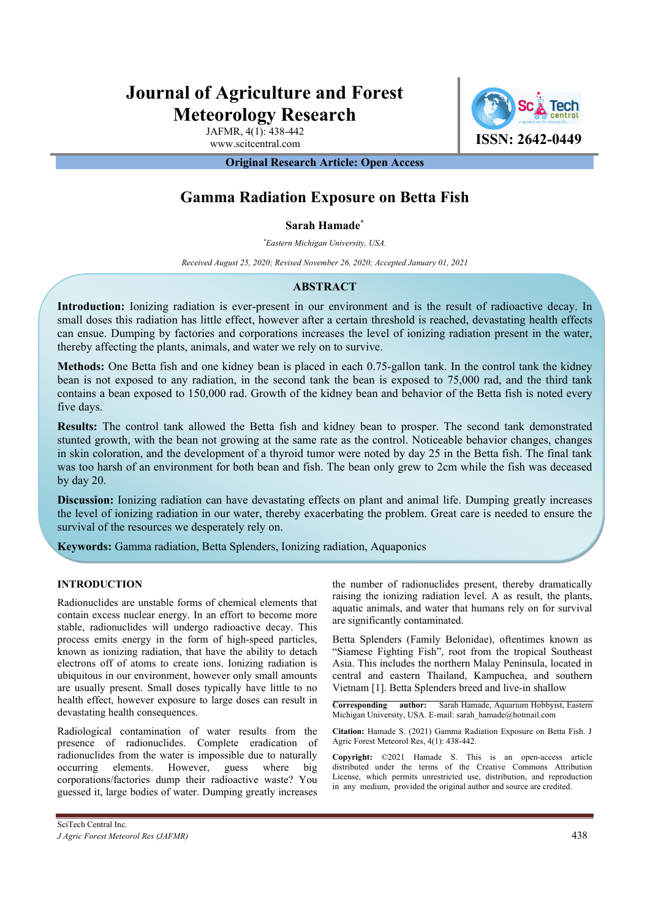# Gamma Radiation Exposure on Betta Fish

**Sarah Hamade***

*Eastern Michigan University, USA.*

*Received August 25, 2020; Revised November 26, 2020; Accepted January 01, 2021*

## ABSTRACT

**Introduction:** Ionizing radiation is ever-present in our environment and is the result of radioactive decay. In small doses this radiation has little effect, however after a certain threshold is reached, devastating health effects can ensue. Dumping by factories and corporations increases the level of ionizing radiation present in the water, thereby affecting the plants, animals, and water we rely on to survive.

**Methods:** One Betta fish and one kidney bean is placed in each 0.75-gallon tank. In the control tank the kidney bean is not exposed to any radiation, in the second tank the bean is exposed to 75,000 rad, and the third tank contains a bean exposed to 150,000 rad. Growth of the kidney bean and behavior of the Betta fish is noted every five days.

**Results:** The control tank allowed the Betta fish and kidney bean to prosper. The second tank demonstrated stunted growth, with the bean not growing at the same rate as the control. Noticeable behavior changes, changes in skin coloration, and the development of a thyroid tumor were noted by day 25 in the Betta fish. The final tank was too harsh of an environment for both bean and fish. The bean only grew to 2cm while the fish was deceased by day 20.

**Discussion:** Ionizing radiation can have devastating effects on plant and animal life. Dumping greatly increases the level of ionizing radiation in our water, thereby exacerbating the problem. Great care is needed to ensure the survival of the resources we desperately rely on.

**Keywords:** Gamma radiation, Betta Splenders, Ionizing radiation, Aquaponics

## INTRODUCTION

Radionuclides are unstable forms of chemical elements that contain excess nuclear energy. In an effort to become more stable, radionuclides will undergo radioactive decay. This process emits energy in the form of high-speed particles, known as ionizing radiation, that have the ability to detach electrons off of atoms to create ions. Ionizing radiation is ubiquitous in our environment, however only small amounts are usually present. Small doses typically have little to no health effect, however exposure to large doses can result in devastating health consequences.

Radiological contamination of water results from the presence of radionuclides. Complete eradication of radionuclides from the water is impossible due to naturally occurring elements. However, guess where big corporations/factories dump their radioactive waste? You guessed it, large bodies of water. Dumping greatly increases the number of radionuclides present, thereby dramatically raising the ionizing radiation level. A as result, the plants, aquatic animals, and water that humans rely on for survival are significantly contaminated.

Betta Splenders (Family Belonidae), oftentimes known as "Siamese Fighting Fish", root from the tropical Southeast Asia. This includes the northern Malay Peninsula, located in central and eastern Thailand, Kampuchea, and southern Vietnam [1]. Betta Splenders breed and live-in shallow

**Corresponding author:** Sarah Hamade, Aquarium Hobbyist, Eastern Michigan University, USA. E-mail: sarah_hamade@hotmail.com

**Citation:** Hamade S. (2021) Gamma Radiation Exposure on Betta Fish. J Agric Forest Meteorol Res, 4(1): 438-442.

**Copyright:** ©2021 Hamade S. This is an open-access article distributed under the terms of the Creative Commons Attribution License, which permits unrestricted use, distribution, and reproduction in any medium, provided the original author and source are credited.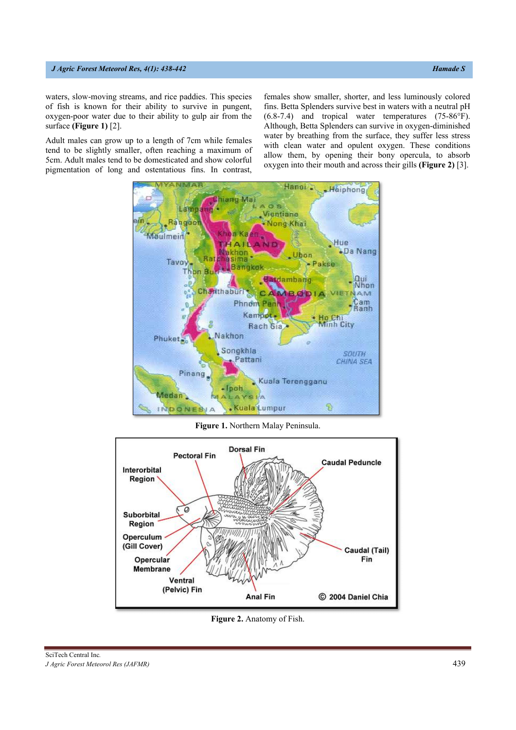waters, slow-moving streams, and rice paddies. This species of fish is known for their ability to survive in pungent, oxygen-poor water due to their ability to gulp air from the surface **(Figure 1)** [2].

Adult males can grow up to a length of 7cm while females tend to be slightly smaller, often reaching a maximum of 5cm. Adult males tend to be domesticated and show colorful pigmentation of long and ostentatious fins. In contrast, females show smaller, shorter, and less luminously colored fins. Betta Splenders survive best in waters with a neutral pH (6.8-7.4) and tropical water temperatures (75-86°F). Although, Betta Splenders can survive in oxygen-diminished water by breathing from the surface, they suffer less stress with clean water and opulent oxygen. These conditions allow them, by opening their bony opercula, to absorb oxygen into their mouth and across their gills **(Figure 2)** [3].

**Figure 1.** Northern Malay Peninsula.

**Figure 2.** Anatomy of Fish.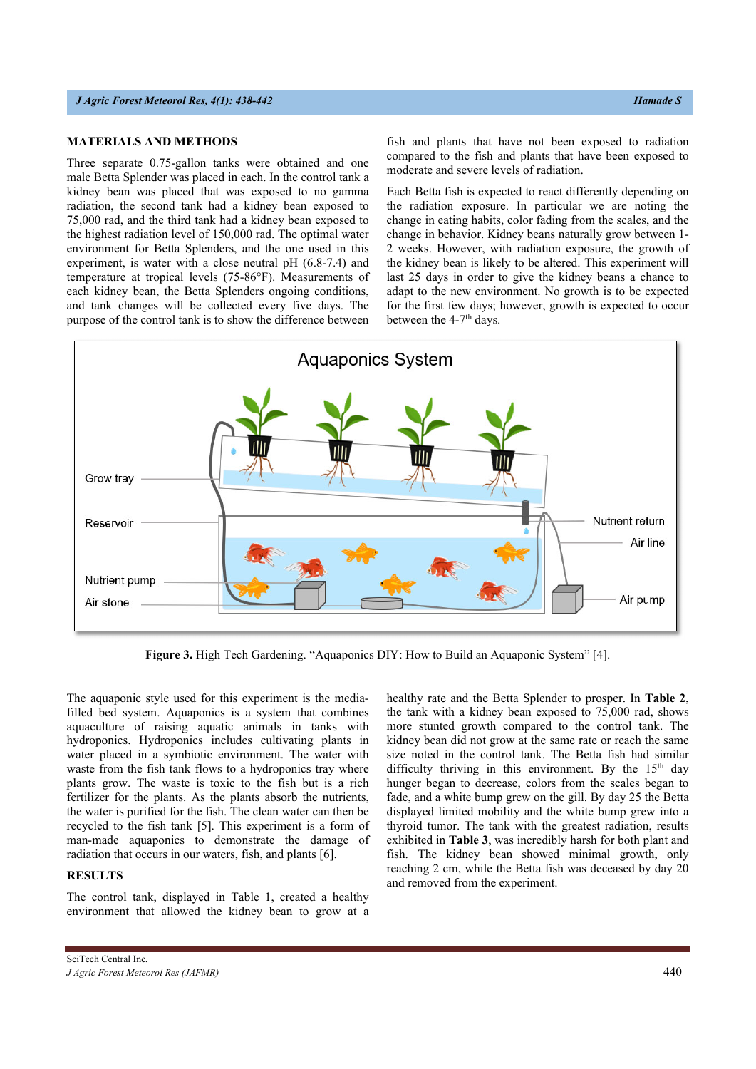## MATERIALS AND METHODS

Three separate 0.75-gallon tanks were obtained and one male Betta Splender was placed in each. In the control tank a kidney bean was placed that was exposed to no gamma radiation, the second tank had a kidney bean exposed to 75,000 rad, and the third tank had a kidney bean exposed to the highest radiation level of 150,000 rad. The optimal water environment for Betta Splenders, and the one used in this experiment, is water with a close neutral pH (6.8-7.4) and temperature at tropical levels (75-86°F). Measurements of each kidney bean, the Betta Splenders ongoing conditions, and tank changes will be collected every five days. The purpose of the control tank is to show the difference between fish and plants that have not been exposed to radiation compared to the fish and plants that have been exposed to moderate and severe levels of radiation.

Each Betta fish is expected to react differently depending on the radiation exposure. In particular we are noting the change in eating habits, color fading from the scales, and the change in behavior. Kidney beans naturally grow between 1-2 weeks. However, with radiation exposure, the growth of the kidney bean is likely to be altered. This experiment will last 25 days in order to give the kidney beans a chance to adapt to the new environment. No growth is to be expected for the first few days; however, growth is expected to occur between the 4-7th days.

**Figure 3.** High Tech Gardening. "Aquaponics DIY: How to Build an Aquaponic System" [4].

The aquaponic style used for this experiment is the media-filled bed system. Aquaponics is a system that combines aquaculture of raising aquatic animals in tanks with hydroponics. Hydroponics includes cultivating plants in water placed in a symbiotic environment. The water with waste from the fish tank flows to a hydroponics tray where plants grow. The waste is toxic to the fish but is a rich fertilizer for the plants. As the plants absorb the nutrients, the water is purified for the fish. The clean water can then be recycled to the fish tank [5]. This experiment is a form of man-made aquaponics to demonstrate the damage of radiation that occurs in our waters, fish, and plants [6].

## RESULTS

The control tank, displayed in Table 1, created a healthy environment that allowed the kidney bean to grow at a healthy rate and the Betta Splender to prosper. In **Table 2**, the tank with a kidney bean exposed to 75,000 rad, shows more stunted growth compared to the control tank. The kidney bean did not grow at the same rate or reach the same size noted in the control tank. The Betta fish had similar difficulty thriving in this environment. By the 15th day hunger began to decrease, colors from the scales began to fade, and a white bump grew on the gill. By day 25 the Betta displayed limited mobility and the white bump grew into a thyroid tumor. The tank with the greatest radiation, results exhibited in **Table 3**, was incredibly harsh for both plant and fish. The kidney bean showed minimal growth, only reaching 2 cm, while the Betta fish was deceased by day 20 and removed from the experiment.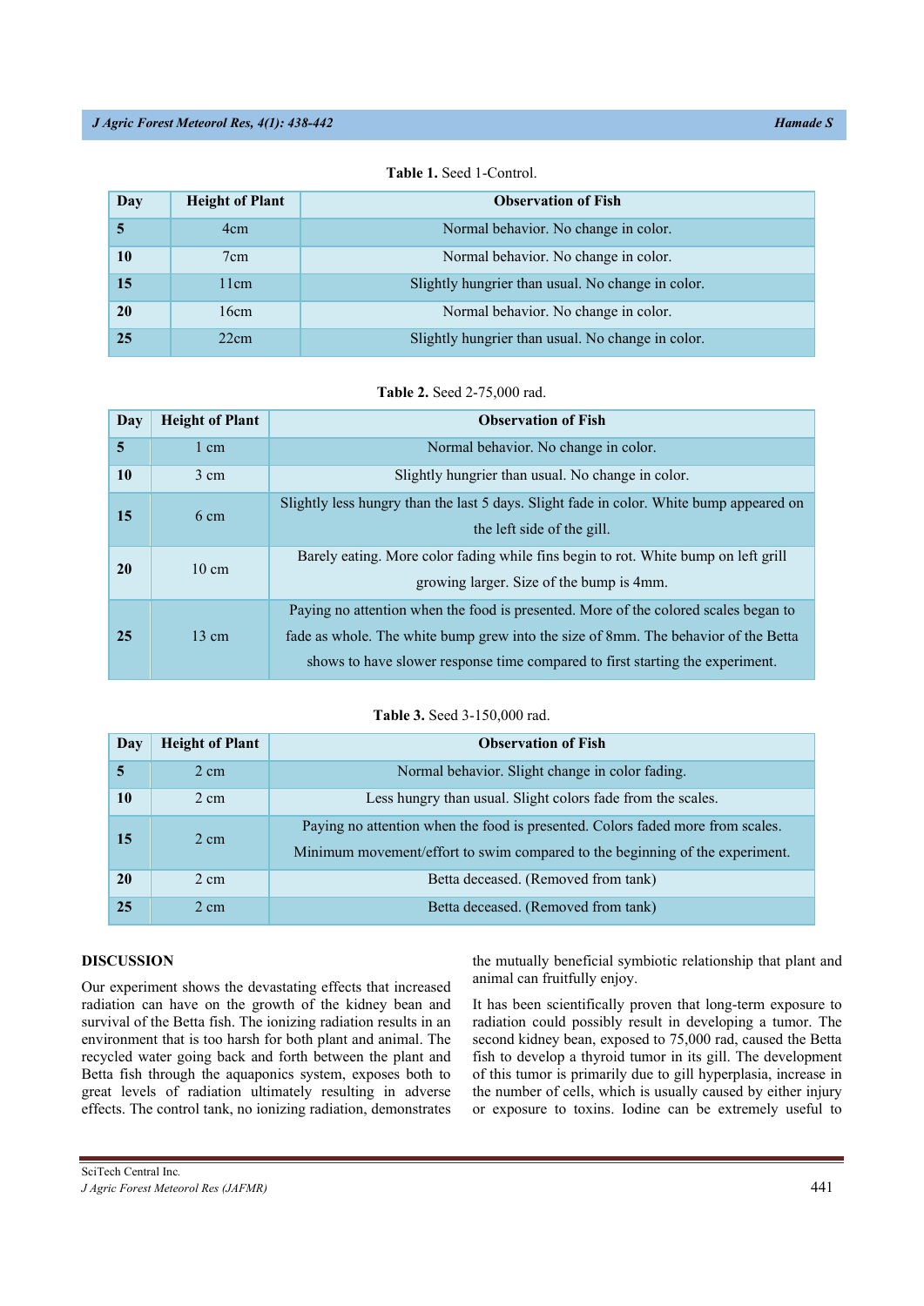**Table 1.** Seed 1-Control.

| Day | Height of Plant | Observation of Fish |
|---|---|---|
| **5** | 4cm | Normal behavior. No change in color. |
| **10** | 7cm | Normal behavior. No change in color. |
| **15** | 11cm | Slightly hungrier than usual. No change in color. |
| **20** | 16cm | Normal behavior. No change in color. |
| **25** | 22cm | Slightly hungrier than usual. No change in color. |

**Table 2.** Seed 2-75,000 rad.

| Day | Height of Plant | Observation of Fish |
|---|---|---|
| **5** | 1 cm | Normal behavior. No change in color. |
| **10** | 3 cm | Slightly hungrier than usual. No change in color. |
| **15** | 6 cm | Slightly less hungry than the last 5 days. Slight fade in color. White bump appeared on the left side of the gill. |
| **20** | 10 cm | Barely eating. More color fading while fins begin to rot. White bump on left grill growing larger. Size of the bump is 4mm. |
| **25** | 13 cm | Paying no attention when the food is presented. More of the colored scales began to fade as whole. The white bump grew into the size of 8mm. The behavior of the Betta shows to have slower response time compared to first starting the experiment. |

**Table 3.** Seed 3-150,000 rad.

| Day | Height of Plant | Observation of Fish |
|---|---|---|
| **5** | 2 cm | Normal behavior. Slight change in color fading. |
| **10** | 2 cm | Less hungry than usual. Slight colors fade from the scales. |
| **15** | 2 cm | Paying no attention when the food is presented. Colors faded more from scales. Minimum movement/effort to swim compared to the beginning of the experiment. |
| **20** | 2 cm | Betta deceased. (Removed from tank) |
| **25** | 2 cm | Betta deceased. (Removed from tank) |

## DISCUSSION

Our experiment shows the devastating effects that increased radiation can have on the growth of the kidney bean and survival of the Betta fish. The ionizing radiation results in an environment that is too harsh for both plant and animal. The recycled water going back and forth between the plant and Betta fish through the aquaponics system, exposes both to great levels of radiation ultimately resulting in adverse effects. The control tank, no ionizing radiation, demonstrates the mutually beneficial symbiotic relationship that plant and animal can fruitfully enjoy.

It has been scientifically proven that long-term exposure to radiation could possibly result in developing a tumor. The second kidney bean, exposed to 75,000 rad, caused the Betta fish to develop a thyroid tumor in its gill. The development of this tumor is primarily due to gill hyperplasia, increase in the number of cells, which is usually caused by either injury or exposure to toxins. Iodine can be extremely useful to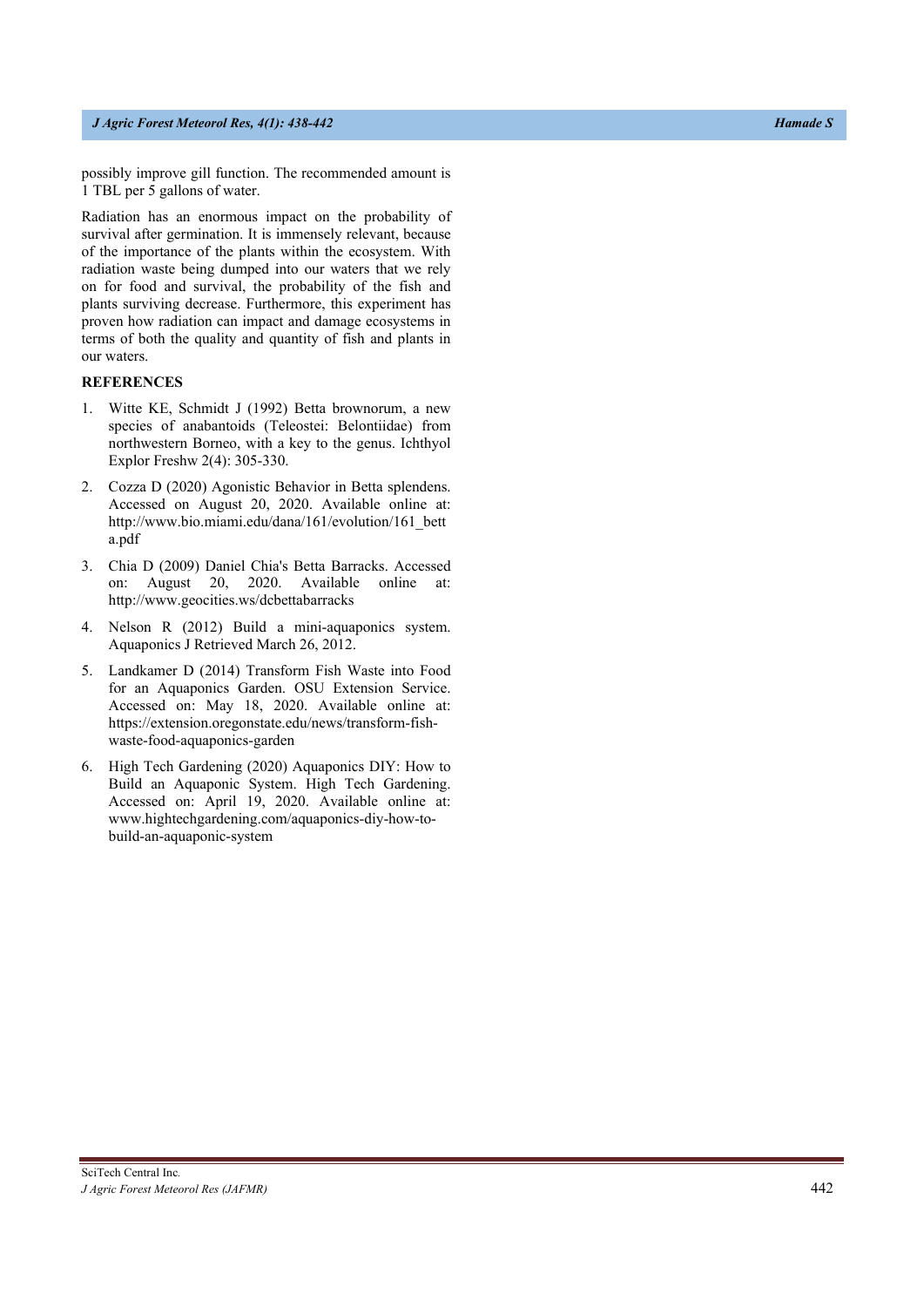possibly improve gill function. The recommended amount is 1 TBL per 5 gallons of water.

Radiation has an enormous impact on the probability of survival after germination. It is immensely relevant, because of the importance of the plants within the ecosystem. With radiation waste being dumped into our waters that we rely on for food and survival, the probability of the fish and plants surviving decrease. Furthermore, this experiment has proven how radiation can impact and damage ecosystems in terms of both the quality and quantity of fish and plants in our waters.

## REFERENCES

1. Witte KE, Schmidt J (1992) Betta brownorum, a new species of anabantoids (Teleostei: Belontiidae) from northwestern Borneo, with a key to the genus. Ichthyol Explor Freshw 2(4): 305-330.

2. Cozza D (2020) Agonistic Behavior in Betta splendens. Accessed on August 20, 2020. Available online at: http://www.bio.miami.edu/dana/161/evolution/161_betta.pdf

3. Chia D (2009) Daniel Chia's Betta Barracks. Accessed on: August 20, 2020. Available online at: http://www.geocities.ws/dcbettabarracks

4. Nelson R (2012) Build a mini-aquaponics system. Aquaponics J Retrieved March 26, 2012.

5. Landkamer D (2014) Transform Fish Waste into Food for an Aquaponics Garden. OSU Extension Service. Accessed on: May 18, 2020. Available online at: https://extension.oregonstate.edu/news/transform-fish-waste-food-aquaponics-garden

6. High Tech Gardening (2020) Aquaponics DIY: How to Build an Aquaponic System. High Tech Gardening. Accessed on: April 19, 2020. Available online at: www.hightechgardening.com/aquaponics-diy-how-to-build-an-aquaponic-system